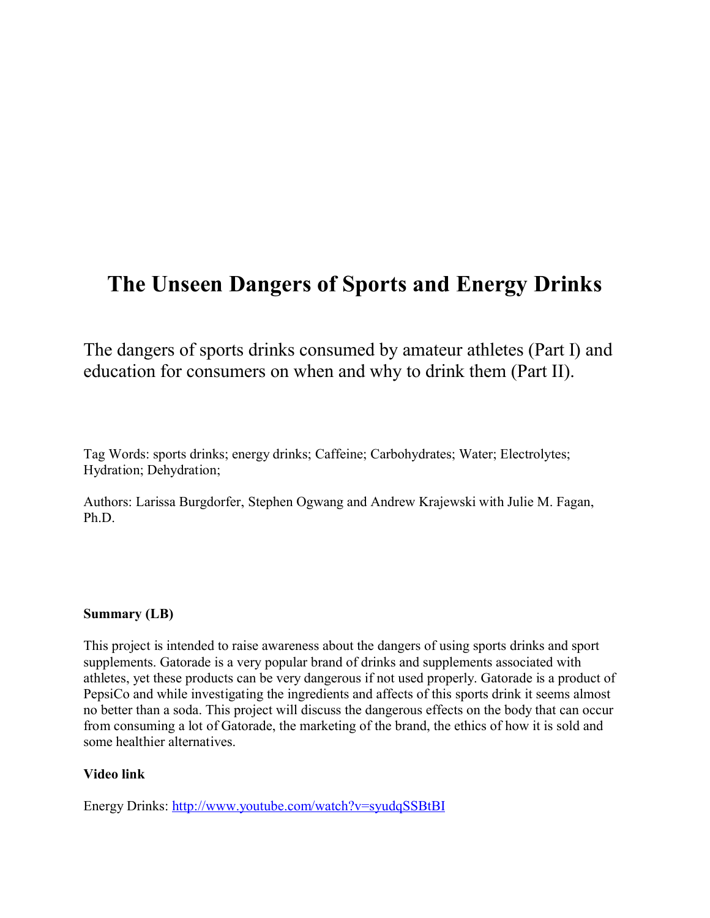# The Unseen Dangers of Sports and Energy Drinks

The dangers of sports drinks consumed by amateur athletes (Part I) and education for consumers on when and why to drink them (Part II).

Tag Words: sports drinks; energy drinks; Caffeine; Carbohydrates; Water; Electrolytes; Hydration; Dehydration;

Authors: Larissa Burgdorfer, Stephen Ogwang and Andrew Krajewski with Julie M. Fagan, Ph.D.

**Summary (LB)**

This project is intended to raise awareness about the dangers of using sports drinks and sport supplements. Gatorade is a very popular brand of drinks and supplements associated with athletes, yet these products can be very dangerous if not used properly. Gatorade is a product of PepsiCo and while investigating the ingredients and affects of this sports drink it seems almost no better than a soda. This project will discuss the dangerous effects on the body that can occur from consuming a lot of Gatorade, the marketing of the brand, the ethics of how it is sold and some healthier alternatives.

**Video link**

Energy Drinks: http://www.youtube.com/watch?v=syudqSSBtBI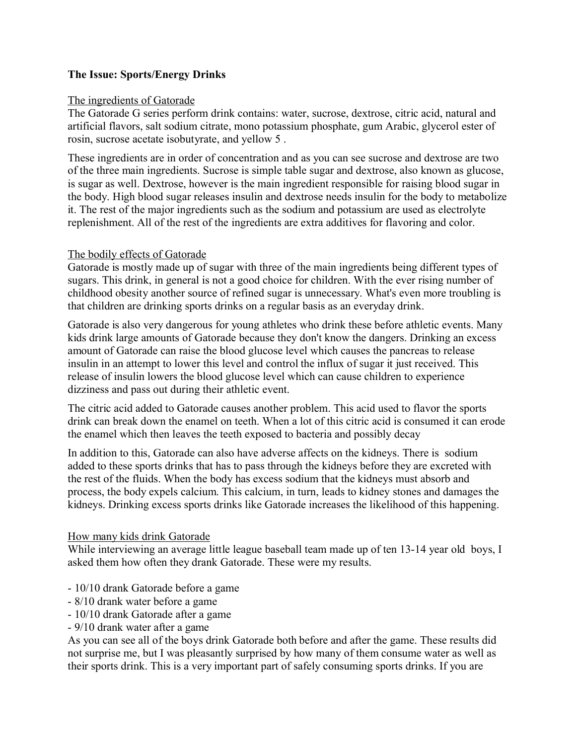**The Issue: Sports/Energy Drinks**

The ingredients of Gatorade

The Gatorade G series perform drink contains: water, sucrose, dextrose, citric acid, natural and artificial flavors, salt sodium citrate, mono potassium phosphate, gum Arabic, glycerol ester of rosin, sucrose acetate isobutyrate, and yellow 5 .

These ingredients are in order of concentration and as you can see sucrose and dextrose are two of the three main ingredients. Sucrose is simple table sugar and dextrose, also known as glucose, is sugar as well. Dextrose, however is the main ingredient responsible for raising blood sugar in the body. High blood sugar releases insulin and dextrose needs insulin for the body to metabolize it. The rest of the major ingredients such as the sodium and potassium are used as electrolyte replenishment. All of the rest of the ingredients are extra additives for flavoring and color.

The bodily effects of Gatorade

Gatorade is mostly made up of sugar with three of the main ingredients being different types of sugars. This drink, in general is not a good choice for children. With the ever rising number of childhood obesity another source of refined sugar is unnecessary. What's even more troubling is that children are drinking sports drinks on a regular basis as an everyday drink.

Gatorade is also very dangerous for young athletes who drink these before athletic events. Many kids drink large amounts of Gatorade because they don't know the dangers. Drinking an excess amount of Gatorade can raise the blood glucose level which causes the pancreas to release insulin in an attempt to lower this level and control the influx of sugar it just received. This release of insulin lowers the blood glucose level which can cause children to experience dizziness and pass out during their athletic event.

The citric acid added to Gatorade causes another problem. This acid used to flavor the sports drink can break down the enamel on teeth. When a lot of this citric acid is consumed it can erode the enamel which then leaves the teeth exposed to bacteria and possibly decay

In addition to this, Gatorade can also have adverse affects on the kidneys. There is sodium added to these sports drinks that has to pass through the kidneys before they are excreted with the rest of the fluids. When the body has excess sodium that the kidneys must absorb and process, the body expels calcium. This calcium, in turn, leads to kidney stones and damages the kidneys. Drinking excess sports drinks like Gatorade increases the likelihood of this happening.

How many kids drink Gatorade

While interviewing an average little league baseball team made up of ten 13-14 year old boys, I asked them how often they drank Gatorade. These were my results.

- 10/10 drank Gatorade before a game
- 8/10 drank water before a game
- 10/10 drank Gatorade after a game
- 9/10 drank water after a game

As you can see all of the boys drink Gatorade both before and after the game. These results did not surprise me, but I was pleasantly surprised by how many of them consume water as well as their sports drink. This is a very important part of safely consuming sports drinks. If you are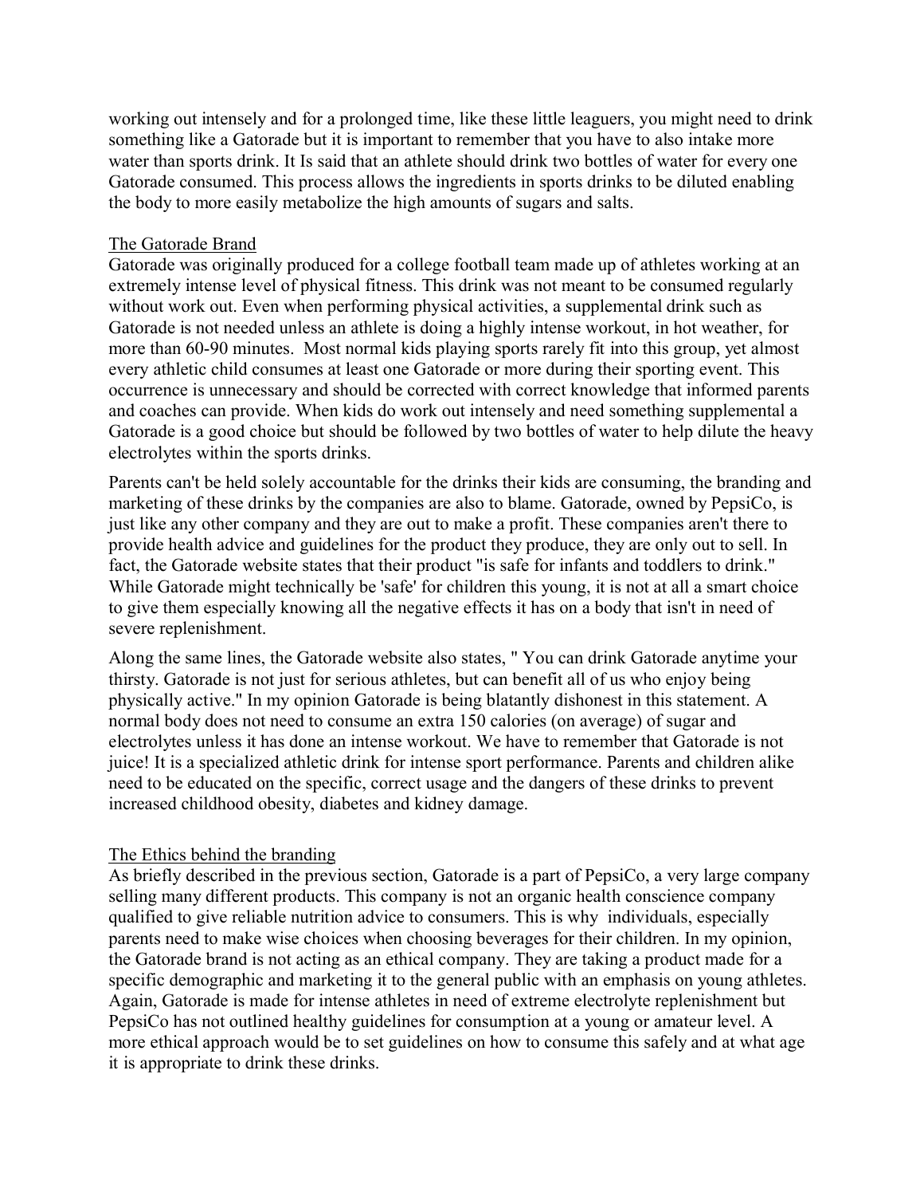working out intensely and for a prolonged time, like these little leaguers, you might need to drink something like a Gatorade but it is important to remember that you have to also intake more water than sports drink. It Is said that an athlete should drink two bottles of water for every one Gatorade consumed. This process allows the ingredients in sports drinks to be diluted enabling the body to more easily metabolize the high amounts of sugars and salts.

## The Gatorade Brand

Gatorade was originally produced for a college football team made up of athletes working at an extremely intense level of physical fitness. This drink was not meant to be consumed regularly without work out. Even when performing physical activities, a supplemental drink such as Gatorade is not needed unless an athlete is doing a highly intense workout, in hot weather, for more than 60-90 minutes. Most normal kids playing sports rarely fit into this group, yet almost every athletic child consumes at least one Gatorade or more during their sporting event. This occurrence is unnecessary and should be corrected with correct knowledge that informed parents and coaches can provide. When kids do work out intensely and need something supplemental a Gatorade is a good choice but should be followed by two bottles of water to help dilute the heavy electrolytes within the sports drinks.

Parents can't be held solely accountable for the drinks their kids are consuming, the branding and marketing of these drinks by the companies are also to blame. Gatorade, owned by PepsiCo, is just like any other company and they are out to make a profit. These companies aren't there to provide health advice and guidelines for the product they produce, they are only out to sell. In fact, the Gatorade website states that their product "is safe for infants and toddlers to drink." While Gatorade might technically be 'safe' for children this young, it is not at all a smart choice to give them especially knowing all the negative effects it has on a body that isn't in need of severe replenishment.

Along the same lines, the Gatorade website also states, " You can drink Gatorade anytime your thirsty. Gatorade is not just for serious athletes, but can benefit all of us who enjoy being physically active." In my opinion Gatorade is being blatantly dishonest in this statement. A normal body does not need to consume an extra 150 calories (on average) of sugar and electrolytes unless it has done an intense workout. We have to remember that Gatorade is not juice! It is a specialized athletic drink for intense sport performance. Parents and children alike need to be educated on the specific, correct usage and the dangers of these drinks to prevent increased childhood obesity, diabetes and kidney damage.

## The Ethics behind the branding

As briefly described in the previous section, Gatorade is a part of PepsiCo, a very large company selling many different products. This company is not an organic health conscience company qualified to give reliable nutrition advice to consumers. This is why individuals, especially parents need to make wise choices when choosing beverages for their children. In my opinion, the Gatorade brand is not acting as an ethical company. They are taking a product made for a specific demographic and marketing it to the general public with an emphasis on young athletes. Again, Gatorade is made for intense athletes in need of extreme electrolyte replenishment but PepsiCo has not outlined healthy guidelines for consumption at a young or amateur level. A more ethical approach would be to set guidelines on how to consume this safely and at what age it is appropriate to drink these drinks.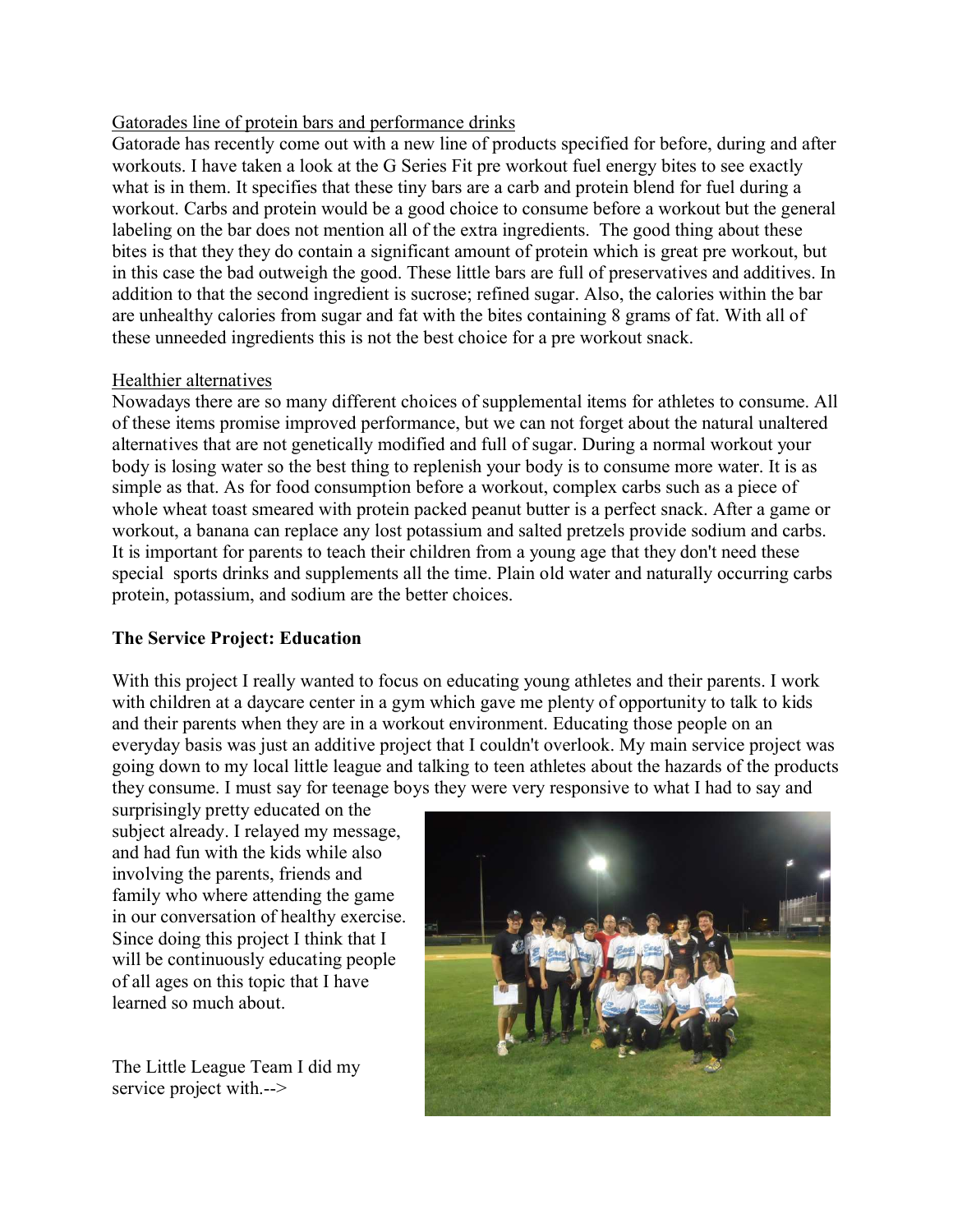Gatorades line of protein bars and performance drinks

Gatorade has recently come out with a new line of products specified for before, during and after workouts. I have taken a look at the G Series Fit pre workout fuel energy bites to see exactly what is in them. It specifies that these tiny bars are a carb and protein blend for fuel during a workout. Carbs and protein would be a good choice to consume before a workout but the general labeling on the bar does not mention all of the extra ingredients. The good thing about these bites is that they they do contain a significant amount of protein which is great pre workout, but in this case the bad outweigh the good. These little bars are full of preservatives and additives. In addition to that the second ingredient is sucrose; refined sugar. Also, the calories within the bar are unhealthy calories from sugar and fat with the bites containing 8 grams of fat. With all of these unneeded ingredients this is not the best choice for a pre workout snack.

Healthier alternatives

Nowadays there are so many different choices of supplemental items for athletes to consume. All of these items promise improved performance, but we can not forget about the natural unaltered alternatives that are not genetically modified and full of sugar. During a normal workout your body is losing water so the best thing to replenish your body is to consume more water. It is as simple as that. As for food consumption before a workout, complex carbs such as a piece of whole wheat toast smeared with protein packed peanut butter is a perfect snack. After a game or workout, a banana can replace any lost potassium and salted pretzels provide sodium and carbs. It is important for parents to teach their children from a young age that they don't need these special sports drinks and supplements all the time. Plain old water and naturally occurring carbs protein, potassium, and sodium are the better choices.

**The Service Project: Education**

With this project I really wanted to focus on educating young athletes and their parents. I work with children at a daycare center in a gym which gave me plenty of opportunity to talk to kids and their parents when they are in a workout environment. Educating those people on an everyday basis was just an additive project that I couldn't overlook. My main service project was going down to my local little league and talking to teen athletes about the hazards of the products they consume. I must say for teenage boys they were very responsive to what I had to say and surprisingly pretty educated on the subject already. I relayed my message, and had fun with the kids while also involving the parents, friends and family who where attending the game in our conversation of healthy exercise. Since doing this project I think that I will be continuously educating people of all ages on this topic that I have learned so much about.

The Little League Team I did my service project with.-->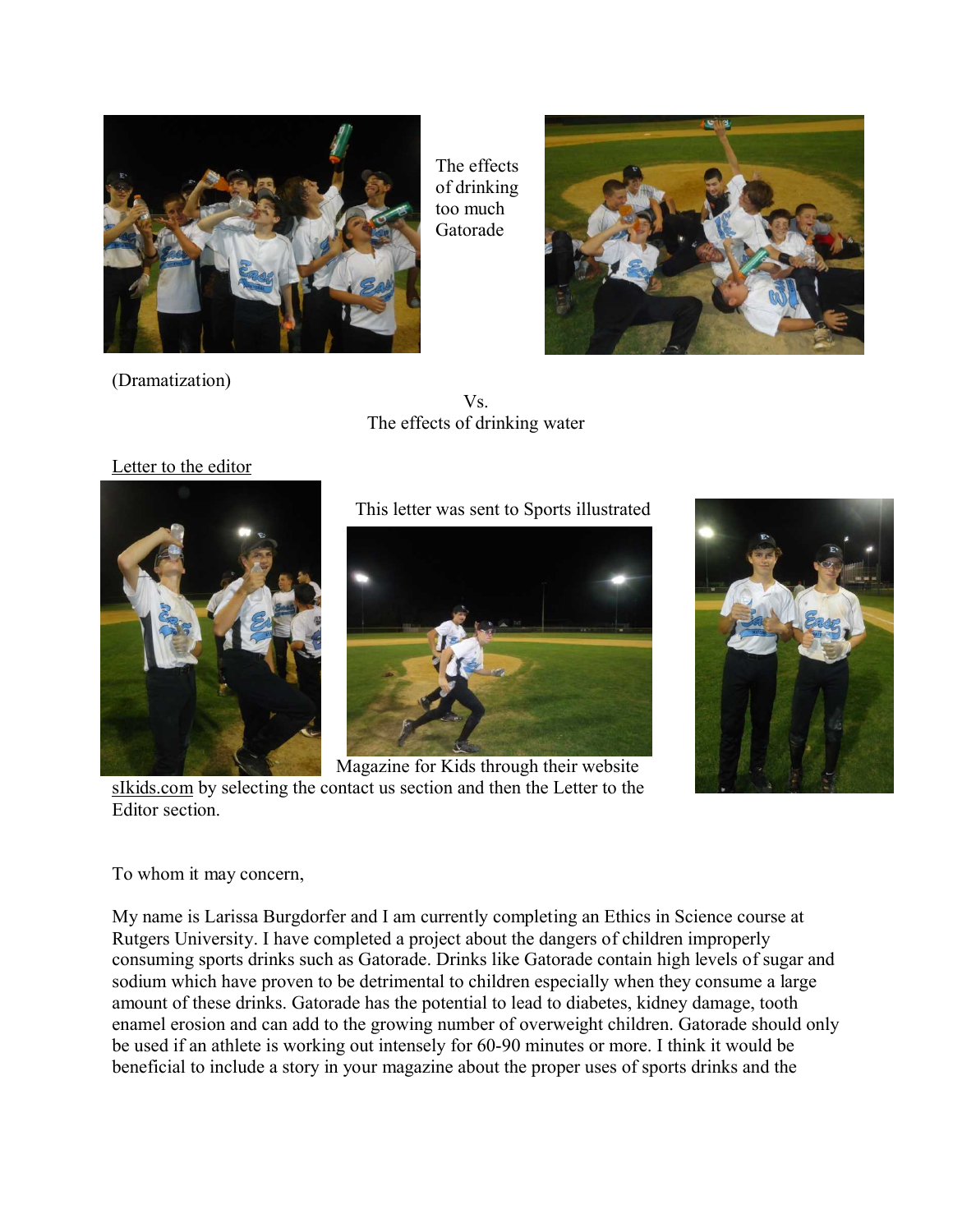The effects of drinking too much Gatorade

(Dramatization)

Vs.
The effects of drinking water

Letter to the editor

This letter was sent to Sports illustrated Magazine for Kids through their website sIkids.com by selecting the contact us section and then the Letter to the Editor section.

To whom it may concern,

My name is Larissa Burgdorfer and I am currently completing an Ethics in Science course at Rutgers University. I have completed a project about the dangers of children improperly consuming sports drinks such as Gatorade. Drinks like Gatorade contain high levels of sugar and sodium which have proven to be detrimental to children especially when they consume a large amount of these drinks. Gatorade has the potential to lead to diabetes, kidney damage, tooth enamel erosion and can add to the growing number of overweight children. Gatorade should only be used if an athlete is working out intensely for 60-90 minutes or more. I think it would be beneficial to include a story in your magazine about the proper uses of sports drinks and the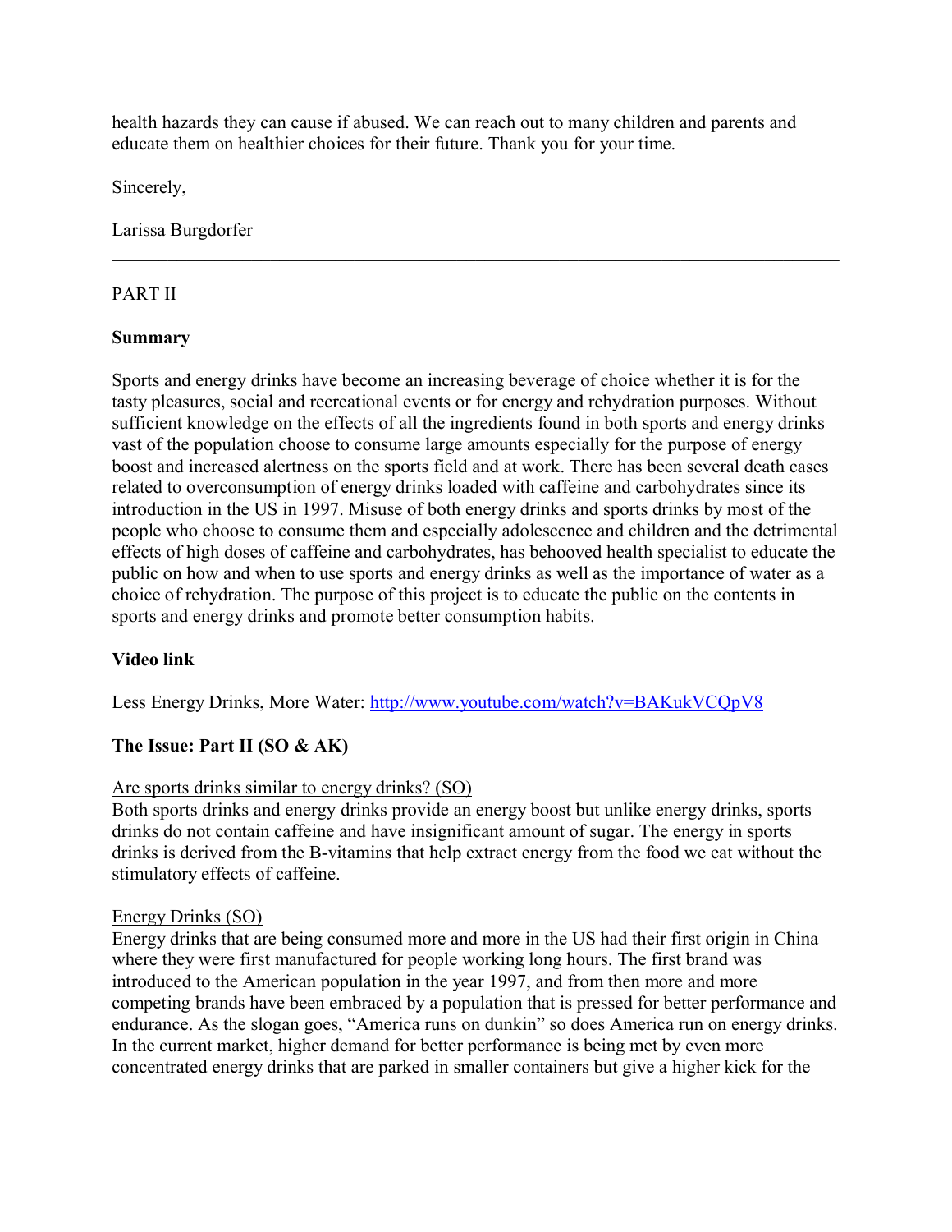health hazards they can cause if abused. We can reach out to many children and parents and educate them on healthier choices for their future. Thank you for your time.

Sincerely,

Larissa Burgdorfer

---

PART II

**Summary**

Sports and energy drinks have become an increasing beverage of choice whether it is for the tasty pleasures, social and recreational events or for energy and rehydration purposes. Without sufficient knowledge on the effects of all the ingredients found in both sports and energy drinks vast of the population choose to consume large amounts especially for the purpose of energy boost and increased alertness on the sports field and at work. There has been several death cases related to overconsumption of energy drinks loaded with caffeine and carbohydrates since its introduction in the US in 1997. Misuse of both energy drinks and sports drinks by most of the people who choose to consume them and especially adolescence and children and the detrimental effects of high doses of caffeine and carbohydrates, has behooved health specialist to educate the public on how and when to use sports and energy drinks as well as the importance of water as a choice of rehydration. The purpose of this project is to educate the public on the contents in sports and energy drinks and promote better consumption habits.

**Video link**

Less Energy Drinks, More Water: http://www.youtube.com/watch?v=BAKukVCQpV8

**The Issue: Part II (SO & AK)**

Are sports drinks similar to energy drinks? (SO)

Both sports drinks and energy drinks provide an energy boost but unlike energy drinks, sports drinks do not contain caffeine and have insignificant amount of sugar. The energy in sports drinks is derived from the B-vitamins that help extract energy from the food we eat without the stimulatory effects of caffeine.

Energy Drinks (SO)

Energy drinks that are being consumed more and more in the US had their first origin in China where they were first manufactured for people working long hours. The first brand was introduced to the American population in the year 1997, and from then more and more competing brands have been embraced by a population that is pressed for better performance and endurance. As the slogan goes, "America runs on dunkin" so does America run on energy drinks. In the current market, higher demand for better performance is being met by even more concentrated energy drinks that are parked in smaller containers but give a higher kick for the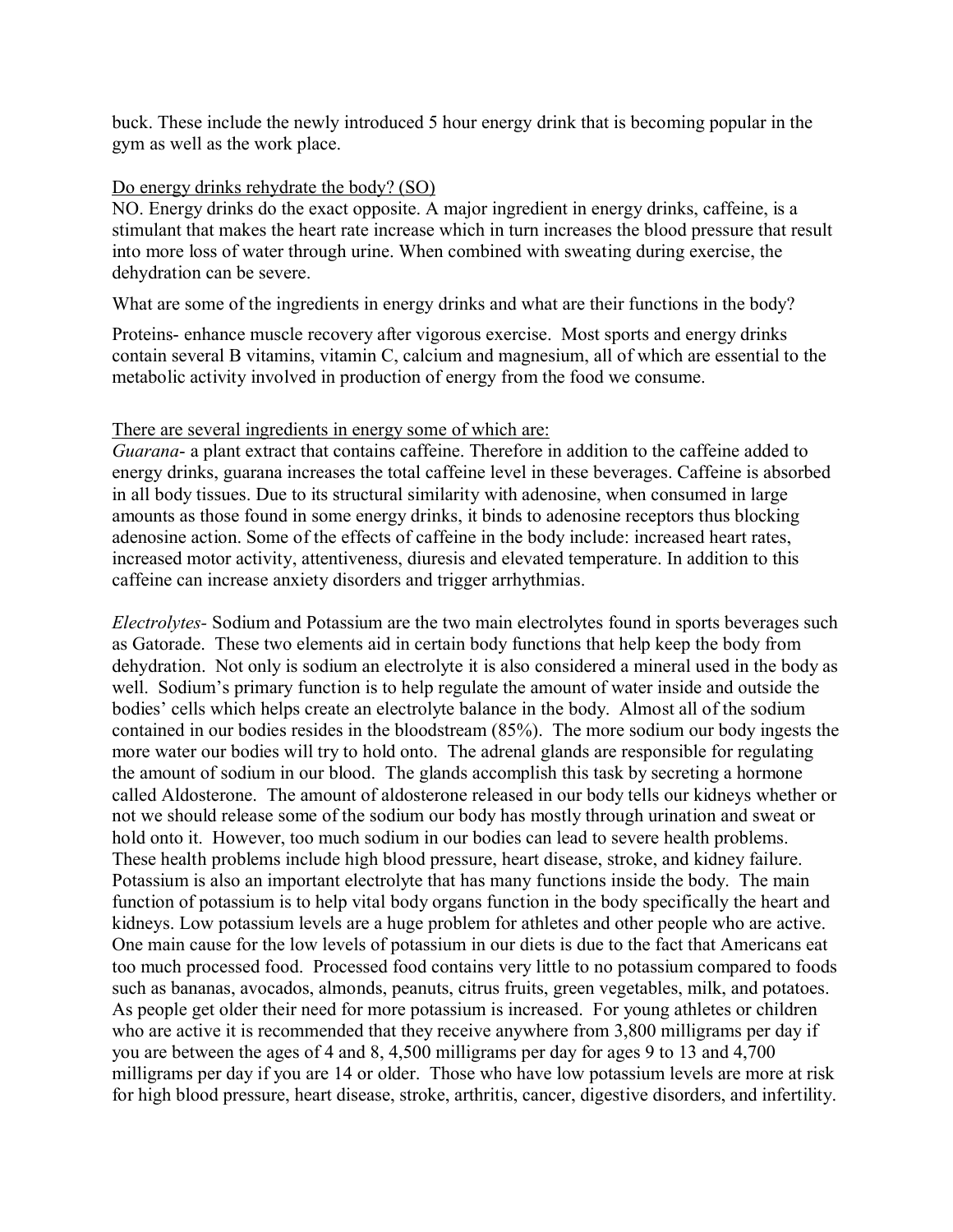buck. These include the newly introduced 5 hour energy drink that is becoming popular in the gym as well as the work place.

<u>Do energy drinks rehydrate the body? (SO)</u>
NO. Energy drinks do the exact opposite. A major ingredient in energy drinks, caffeine, is a stimulant that makes the heart rate increase which in turn increases the blood pressure that result into more loss of water through urine. When combined with sweating during exercise, the dehydration can be severe.

What are some of the ingredients in energy drinks and what are their functions in the body?

Proteins- enhance muscle recovery after vigorous exercise. Most sports and energy drinks contain several B vitamins, vitamin C, calcium and magnesium, all of which are essential to the metabolic activity involved in production of energy from the food we consume.

<u>There are several ingredients in energy some of which are:</u>
*Guarana*- a plant extract that contains caffeine. Therefore in addition to the caffeine added to energy drinks, guarana increases the total caffeine level in these beverages. Caffeine is absorbed in all body tissues. Due to its structural similarity with adenosine, when consumed in large amounts as those found in some energy drinks, it binds to adenosine receptors thus blocking adenosine action. Some of the effects of caffeine in the body include: increased heart rates, increased motor activity, attentiveness, diuresis and elevated temperature. In addition to this caffeine can increase anxiety disorders and trigger arrhythmias.

*Electrolytes*- Sodium and Potassium are the two main electrolytes found in sports beverages such as Gatorade. These two elements aid in certain body functions that help keep the body from dehydration. Not only is sodium an electrolyte it is also considered a mineral used in the body as well. Sodium's primary function is to help regulate the amount of water inside and outside the bodies' cells which helps create an electrolyte balance in the body. Almost all of the sodium contained in our bodies resides in the bloodstream (85%). The more sodium our body ingests the more water our bodies will try to hold onto. The adrenal glands are responsible for regulating the amount of sodium in our blood. The glands accomplish this task by secreting a hormone called Aldosterone. The amount of aldosterone released in our body tells our kidneys whether or not we should release some of the sodium our body has mostly through urination and sweat or hold onto it. However, too much sodium in our bodies can lead to severe health problems. These health problems include high blood pressure, heart disease, stroke, and kidney failure. Potassium is also an important electrolyte that has many functions inside the body. The main function of potassium is to help vital body organs function in the body specifically the heart and kidneys. Low potassium levels are a huge problem for athletes and other people who are active. One main cause for the low levels of potassium in our diets is due to the fact that Americans eat too much processed food. Processed food contains very little to no potassium compared to foods such as bananas, avocados, almonds, peanuts, citrus fruits, green vegetables, milk, and potatoes. As people get older their need for more potassium is increased. For young athletes or children who are active it is recommended that they receive anywhere from 3,800 milligrams per day if you are between the ages of 4 and 8, 4,500 milligrams per day for ages 9 to 13 and 4,700 milligrams per day if you are 14 or older. Those who have low potassium levels are more at risk for high blood pressure, heart disease, stroke, arthritis, cancer, digestive disorders, and infertility.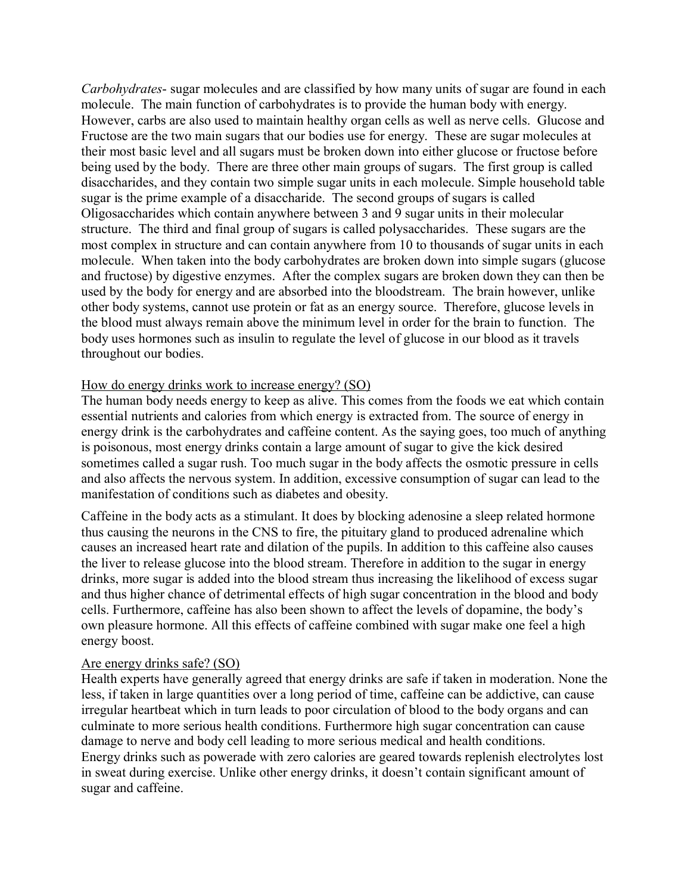*Carbohydrates*- sugar molecules and are classified by how many units of sugar are found in each molecule. The main function of carbohydrates is to provide the human body with energy. However, carbs are also used to maintain healthy organ cells as well as nerve cells. Glucose and Fructose are the two main sugars that our bodies use for energy. These are sugar molecules at their most basic level and all sugars must be broken down into either glucose or fructose before being used by the body. There are three other main groups of sugars. The first group is called disaccharides, and they contain two simple sugar units in each molecule. Simple household table sugar is the prime example of a disaccharide. The second groups of sugars is called Oligosaccharides which contain anywhere between 3 and 9 sugar units in their molecular structure. The third and final group of sugars is called polysaccharides. These sugars are the most complex in structure and can contain anywhere from 10 to thousands of sugar units in each molecule. When taken into the body carbohydrates are broken down into simple sugars (glucose and fructose) by digestive enzymes. After the complex sugars are broken down they can then be used by the body for energy and are absorbed into the bloodstream. The brain however, unlike other body systems, cannot use protein or fat as an energy source. Therefore, glucose levels in the blood must always remain above the minimum level in order for the brain to function. The body uses hormones such as insulin to regulate the level of glucose in our blood as it travels throughout our bodies.

<u>How do energy drinks work to increase energy? (SO)</u>

The human body needs energy to keep as alive. This comes from the foods we eat which contain essential nutrients and calories from which energy is extracted from. The source of energy in energy drink is the carbohydrates and caffeine content. As the saying goes, too much of anything is poisonous, most energy drinks contain a large amount of sugar to give the kick desired sometimes called a sugar rush. Too much sugar in the body affects the osmotic pressure in cells and also affects the nervous system. In addition, excessive consumption of sugar can lead to the manifestation of conditions such as diabetes and obesity.

Caffeine in the body acts as a stimulant. It does by blocking adenosine a sleep related hormone thus causing the neurons in the CNS to fire, the pituitary gland to produced adrenaline which causes an increased heart rate and dilation of the pupils. In addition to this caffeine also causes the liver to release glucose into the blood stream. Therefore in addition to the sugar in energy drinks, more sugar is added into the blood stream thus increasing the likelihood of excess sugar and thus higher chance of detrimental effects of high sugar concentration in the blood and body cells. Furthermore, caffeine has also been shown to affect the levels of dopamine, the body's own pleasure hormone. All this effects of caffeine combined with sugar make one feel a high energy boost.

<u>Are energy drinks safe? (SO)</u>

Health experts have generally agreed that energy drinks are safe if taken in moderation. None the less, if taken in large quantities over a long period of time, caffeine can be addictive, can cause irregular heartbeat which in turn leads to poor circulation of blood to the body organs and can culminate to more serious health conditions. Furthermore high sugar concentration can cause damage to nerve and body cell leading to more serious medical and health conditions.
Energy drinks such as powerade with zero calories are geared towards replenish electrolytes lost in sweat during exercise. Unlike other energy drinks, it doesn't contain significant amount of sugar and caffeine.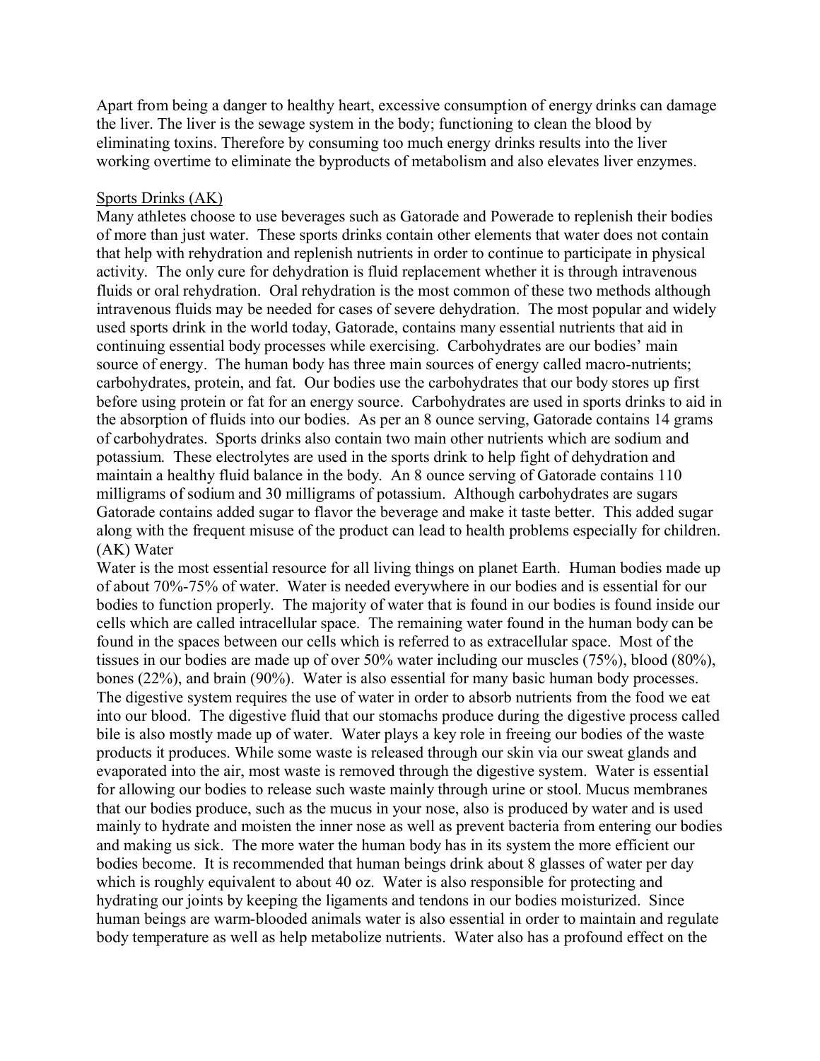Apart from being a danger to healthy heart, excessive consumption of energy drinks can damage the liver. The liver is the sewage system in the body; functioning to clean the blood by eliminating toxins. Therefore by consuming too much energy drinks results into the liver working overtime to eliminate the byproducts of metabolism and also elevates liver enzymes.

Sports Drinks (AK)

Many athletes choose to use beverages such as Gatorade and Powerade to replenish their bodies of more than just water. These sports drinks contain other elements that water does not contain that help with rehydration and replenish nutrients in order to continue to participate in physical activity. The only cure for dehydration is fluid replacement whether it is through intravenous fluids or oral rehydration. Oral rehydration is the most common of these two methods although intravenous fluids may be needed for cases of severe dehydration. The most popular and widely used sports drink in the world today, Gatorade, contains many essential nutrients that aid in continuing essential body processes while exercising. Carbohydrates are our bodies' main source of energy. The human body has three main sources of energy called macro-nutrients; carbohydrates, protein, and fat. Our bodies use the carbohydrates that our body stores up first before using protein or fat for an energy source. Carbohydrates are used in sports drinks to aid in the absorption of fluids into our bodies. As per an 8 ounce serving, Gatorade contains 14 grams of carbohydrates. Sports drinks also contain two main other nutrients which are sodium and potassium. These electrolytes are used in the sports drink to help fight of dehydration and maintain a healthy fluid balance in the body. An 8 ounce serving of Gatorade contains 110 milligrams of sodium and 30 milligrams of potassium. Although carbohydrates are sugars Gatorade contains added sugar to flavor the beverage and make it taste better. This added sugar along with the frequent misuse of the product can lead to health problems especially for children.

(AK) Water

Water is the most essential resource for all living things on planet Earth. Human bodies made up of about 70%-75% of water. Water is needed everywhere in our bodies and is essential for our bodies to function properly. The majority of water that is found in our bodies is found inside our cells which are called intracellular space. The remaining water found in the human body can be found in the spaces between our cells which is referred to as extracellular space. Most of the tissues in our bodies are made up of over 50% water including our muscles (75%), blood (80%), bones (22%), and brain (90%). Water is also essential for many basic human body processes. The digestive system requires the use of water in order to absorb nutrients from the food we eat into our blood. The digestive fluid that our stomachs produce during the digestive process called bile is also mostly made up of water. Water plays a key role in freeing our bodies of the waste products it produces. While some waste is released through our skin via our sweat glands and evaporated into the air, most waste is removed through the digestive system. Water is essential for allowing our bodies to release such waste mainly through urine or stool. Mucus membranes that our bodies produce, such as the mucus in your nose, also is produced by water and is used mainly to hydrate and moisten the inner nose as well as prevent bacteria from entering our bodies and making us sick. The more water the human body has in its system the more efficient our bodies become. It is recommended that human beings drink about 8 glasses of water per day which is roughly equivalent to about 40 oz. Water is also responsible for protecting and hydrating our joints by keeping the ligaments and tendons in our bodies moisturized. Since human beings are warm-blooded animals water is also essential in order to maintain and regulate body temperature as well as help metabolize nutrients. Water also has a profound effect on the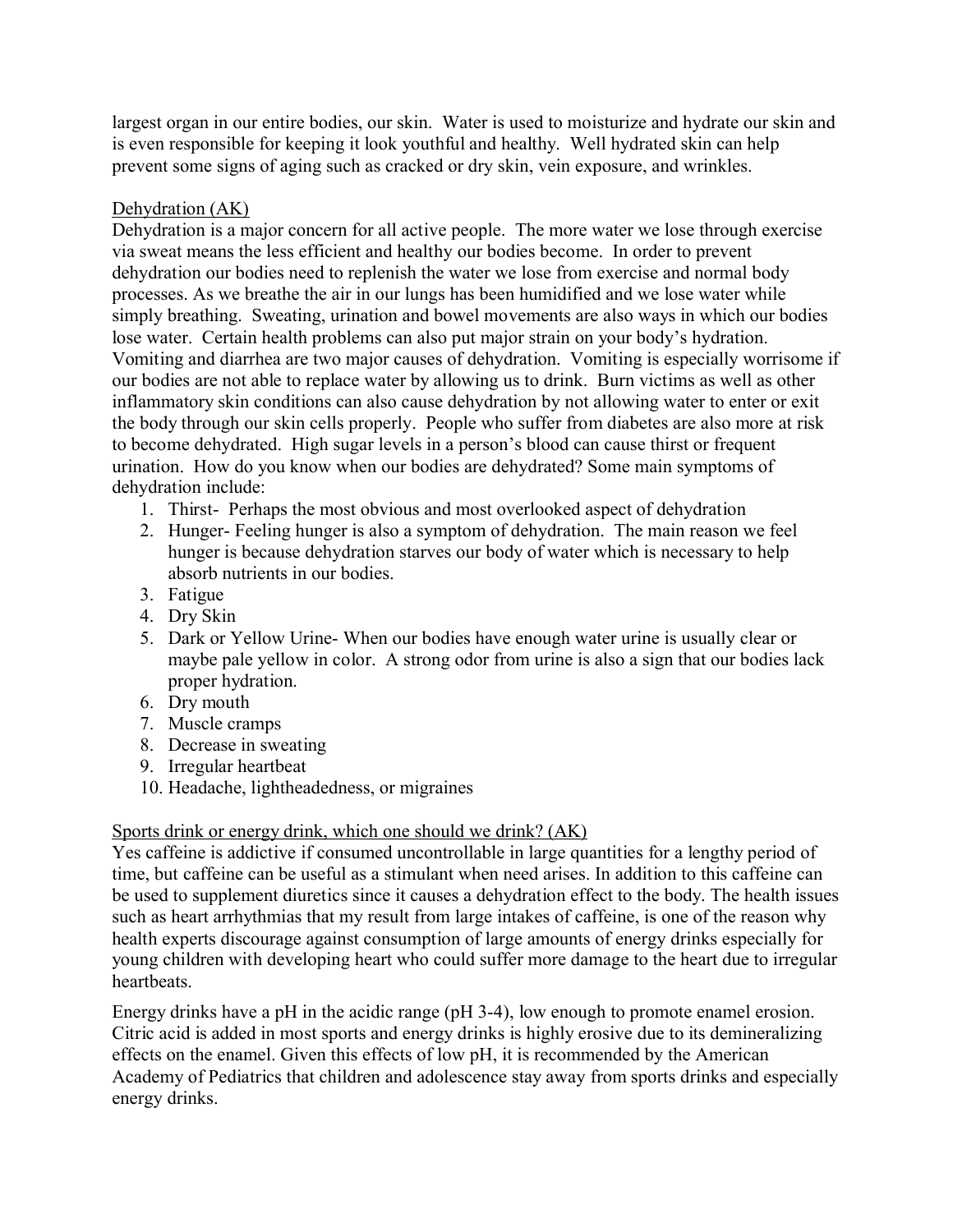largest organ in our entire bodies, our skin. Water is used to moisturize and hydrate our skin and is even responsible for keeping it look youthful and healthy. Well hydrated skin can help prevent some signs of aging such as cracked or dry skin, vein exposure, and wrinkles.

<u>Dehydration (AK)</u>

Dehydration is a major concern for all active people. The more water we lose through exercise via sweat means the less efficient and healthy our bodies become. In order to prevent dehydration our bodies need to replenish the water we lose from exercise and normal body processes. As we breathe the air in our lungs has been humidified and we lose water while simply breathing. Sweating, urination and bowel movements are also ways in which our bodies lose water. Certain health problems can also put major strain on your body's hydration. Vomiting and diarrhea are two major causes of dehydration. Vomiting is especially worrisome if our bodies are not able to replace water by allowing us to drink. Burn victims as well as other inflammatory skin conditions can also cause dehydration by not allowing water to enter or exit the body through our skin cells properly. People who suffer from diabetes are also more at risk to become dehydrated. High sugar levels in a person's blood can cause thirst or frequent urination. How do you know when our bodies are dehydrated? Some main symptoms of dehydration include:

1. Thirst- Perhaps the most obvious and most overlooked aspect of dehydration
2. Hunger- Feeling hunger is also a symptom of dehydration. The main reason we feel hunger is because dehydration starves our body of water which is necessary to help absorb nutrients in our bodies.
3. Fatigue
4. Dry Skin
5. Dark or Yellow Urine- When our bodies have enough water urine is usually clear or maybe pale yellow in color. A strong odor from urine is also a sign that our bodies lack proper hydration.
6. Dry mouth
7. Muscle cramps
8. Decrease in sweating
9. Irregular heartbeat
10. Headache, lightheadedness, or migraines

<u>Sports drink or energy drink, which one should we drink? (AK)</u>

Yes caffeine is addictive if consumed uncontrollable in large quantities for a lengthy period of time, but caffeine can be useful as a stimulant when need arises. In addition to this caffeine can be used to supplement diuretics since it causes a dehydration effect to the body. The health issues such as heart arrhythmias that my result from large intakes of caffeine, is one of the reason why health experts discourage against consumption of large amounts of energy drinks especially for young children with developing heart who could suffer more damage to the heart due to irregular heartbeats.

Energy drinks have a pH in the acidic range (pH 3-4), low enough to promote enamel erosion. Citric acid is added in most sports and energy drinks is highly erosive due to its demineralizing effects on the enamel. Given this effects of low pH, it is recommended by the American Academy of Pediatrics that children and adolescence stay away from sports drinks and especially energy drinks.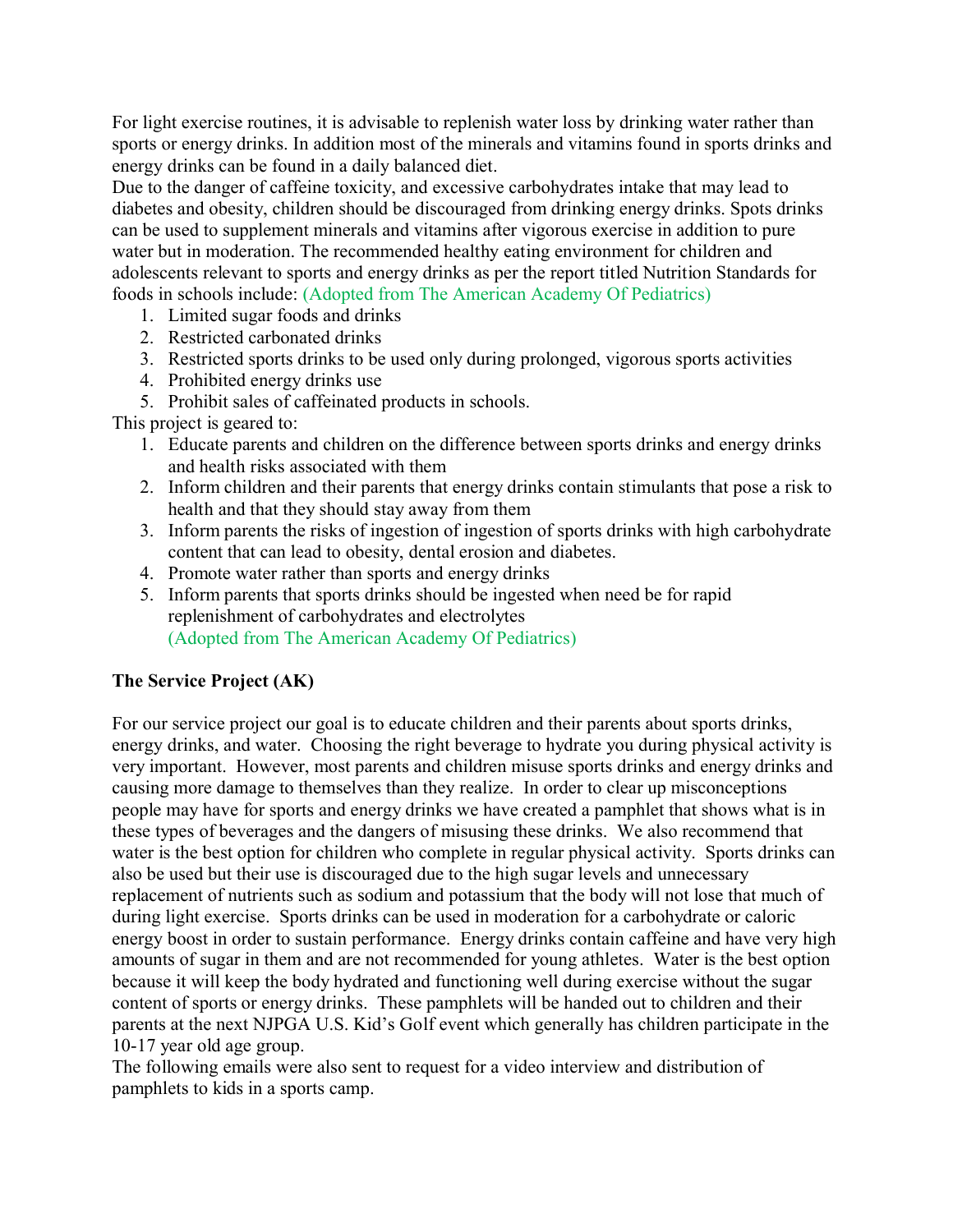For light exercise routines, it is advisable to replenish water loss by drinking water rather than sports or energy drinks. In addition most of the minerals and vitamins found in sports drinks and energy drinks can be found in a daily balanced diet.

Due to the danger of caffeine toxicity, and excessive carbohydrates intake that may lead to diabetes and obesity, children should be discouraged from drinking energy drinks. Spots drinks can be used to supplement minerals and vitamins after vigorous exercise in addition to pure water but in moderation. The recommended healthy eating environment for children and adolescents relevant to sports and energy drinks as per the report titled Nutrition Standards for foods in schools include: (Adopted from The American Academy Of Pediatrics)

1. Limited sugar foods and drinks
2. Restricted carbonated drinks
3. Restricted sports drinks to be used only during prolonged, vigorous sports activities
4. Prohibited energy drinks use
5. Prohibit sales of caffeinated products in schools.

This project is geared to:

1. Educate parents and children on the difference between sports drinks and energy drinks and health risks associated with them
2. Inform children and their parents that energy drinks contain stimulants that pose a risk to health and that they should stay away from them
3. Inform parents the risks of ingestion of ingestion of sports drinks with high carbohydrate content that can lead to obesity, dental erosion and diabetes.
4. Promote water rather than sports and energy drinks
5. Inform parents that sports drinks should be ingested when need be for rapid replenishment of carbohydrates and electrolytes
   (Adopted from The American Academy Of Pediatrics)

**The Service Project (AK)**

For our service project our goal is to educate children and their parents about sports drinks, energy drinks, and water. Choosing the right beverage to hydrate you during physical activity is very important. However, most parents and children misuse sports drinks and energy drinks and causing more damage to themselves than they realize. In order to clear up misconceptions people may have for sports and energy drinks we have created a pamphlet that shows what is in these types of beverages and the dangers of misusing these drinks. We also recommend that water is the best option for children who complete in regular physical activity. Sports drinks can also be used but their use is discouraged due to the high sugar levels and unnecessary replacement of nutrients such as sodium and potassium that the body will not lose that much of during light exercise. Sports drinks can be used in moderation for a carbohydrate or caloric energy boost in order to sustain performance. Energy drinks contain caffeine and have very high amounts of sugar in them and are not recommended for young athletes. Water is the best option because it will keep the body hydrated and functioning well during exercise without the sugar content of sports or energy drinks. These pamphlets will be handed out to children and their parents at the next NJPGA U.S. Kid's Golf event which generally has children participate in the 10-17 year old age group.

The following emails were also sent to request for a video interview and distribution of pamphlets to kids in a sports camp.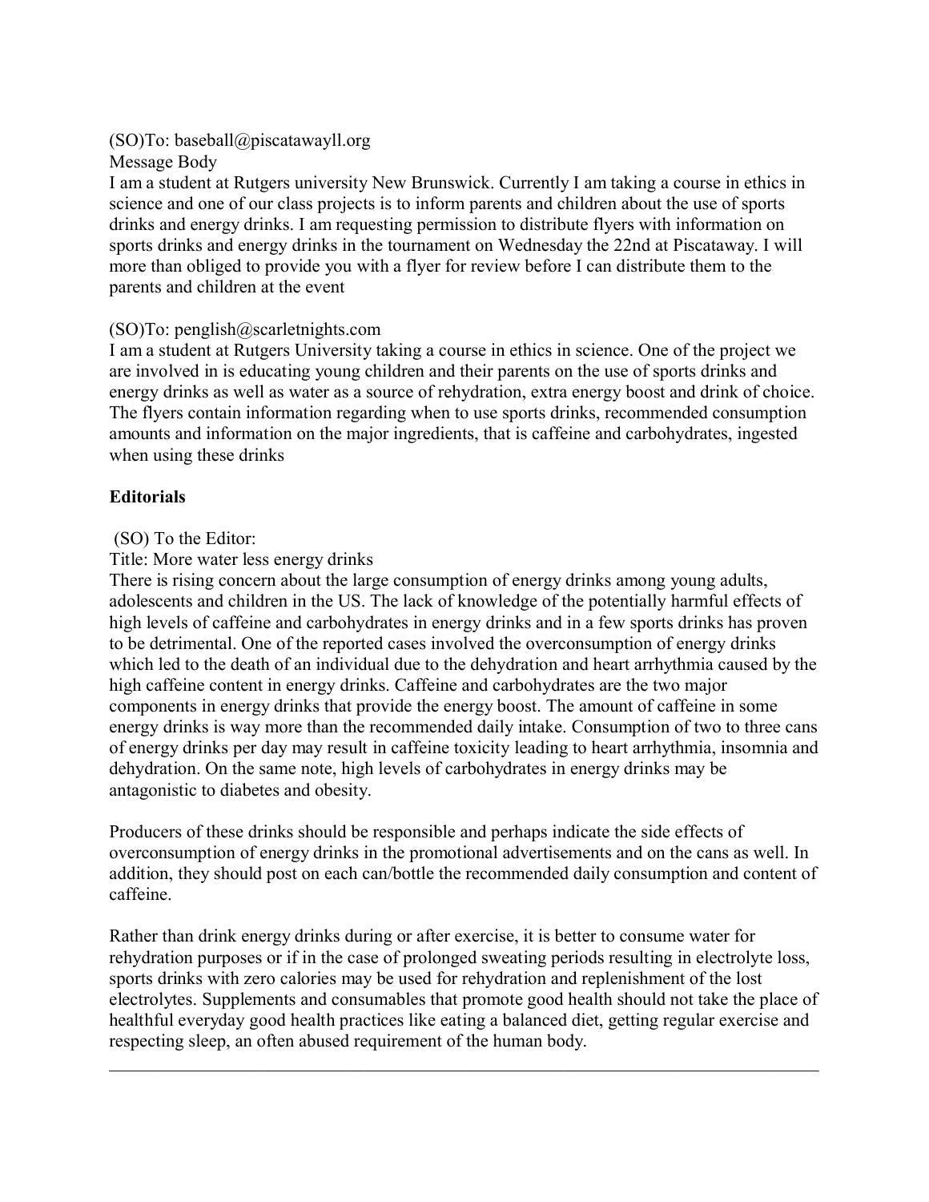(SO)To: baseball@piscatawayll.org

Message Body

I am a student at Rutgers university New Brunswick. Currently I am taking a course in ethics in science and one of our class projects is to inform parents and children about the use of sports drinks and energy drinks. I am requesting permission to distribute flyers with information on sports drinks and energy drinks in the tournament on Wednesday the 22nd at Piscataway. I will more than obliged to provide you with a flyer for review before I can distribute them to the parents and children at the event

(SO)To: penglish@scarletnights.com

I am a student at Rutgers University taking a course in ethics in science. One of the project we are involved in is educating young children and their parents on the use of sports drinks and energy drinks as well as water as a source of rehydration, extra energy boost and drink of choice. The flyers contain information regarding when to use sports drinks, recommended consumption amounts and information on the major ingredients, that is caffeine and carbohydrates, ingested when using these drinks

**Editorials**

(SO) To the Editor:

Title: More water less energy drinks

There is rising concern about the large consumption of energy drinks among young adults, adolescents and children in the US. The lack of knowledge of the potentially harmful effects of high levels of caffeine and carbohydrates in energy drinks and in a few sports drinks has proven to be detrimental. One of the reported cases involved the overconsumption of energy drinks which led to the death of an individual due to the dehydration and heart arrhythmia caused by the high caffeine content in energy drinks. Caffeine and carbohydrates are the two major components in energy drinks that provide the energy boost. The amount of caffeine in some energy drinks is way more than the recommended daily intake. Consumption of two to three cans of energy drinks per day may result in caffeine toxicity leading to heart arrhythmia, insomnia and dehydration. On the same note, high levels of carbohydrates in energy drinks may be antagonistic to diabetes and obesity.

Producers of these drinks should be responsible and perhaps indicate the side effects of overconsumption of energy drinks in the promotional advertisements and on the cans as well. In addition, they should post on each can/bottle the recommended daily consumption and content of caffeine.

Rather than drink energy drinks during or after exercise, it is better to consume water for rehydration purposes or if in the case of prolonged sweating periods resulting in electrolyte loss, sports drinks with zero calories may be used for rehydration and replenishment of the lost electrolytes. Supplements and consumables that promote good health should not take the place of healthful everyday good health practices like eating a balanced diet, getting regular exercise and respecting sleep, an often abused requirement of the human body.

---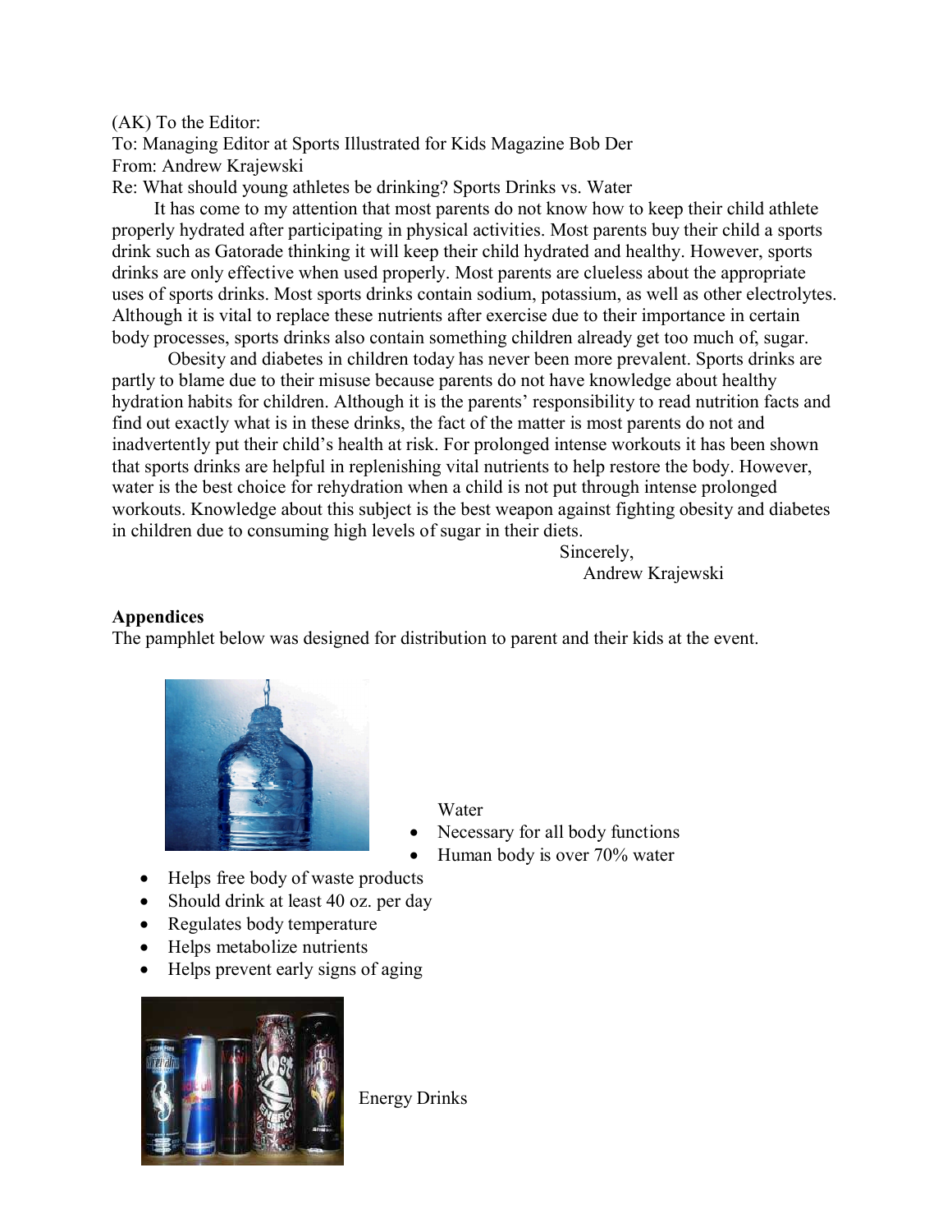(AK) To the Editor:
To: Managing Editor at Sports Illustrated for Kids Magazine Bob Der
From: Andrew Krajewski
Re: What should young athletes be drinking? Sports Drinks vs. Water

It has come to my attention that most parents do not know how to keep their child athlete properly hydrated after participating in physical activities. Most parents buy their child a sports drink such as Gatorade thinking it will keep their child hydrated and healthy. However, sports drinks are only effective when used properly. Most parents are clueless about the appropriate uses of sports drinks. Most sports drinks contain sodium, potassium, as well as other electrolytes. Although it is vital to replace these nutrients after exercise due to their importance in certain body processes, sports drinks also contain something children already get too much of, sugar.

Obesity and diabetes in children today has never been more prevalent. Sports drinks are partly to blame due to their misuse because parents do not have knowledge about healthy hydration habits for children. Although it is the parents' responsibility to read nutrition facts and find out exactly what is in these drinks, the fact of the matter is most parents do not and inadvertently put their child's health at risk. For prolonged intense workouts it has been shown that sports drinks are helpful in replenishing vital nutrients to help restore the body. However, water is the best choice for rehydration when a child is not put through intense prolonged workouts. Knowledge about this subject is the best weapon against fighting obesity and diabetes in children due to consuming high levels of sugar in their diets.

Sincerely,
Andrew Krajewski

**Appendices**

The pamphlet below was designed for distribution to parent and their kids at the event.

Water

- Necessary for all body functions
- Human body is over 70% water
- Helps free body of waste products
- Should drink at least 40 oz. per day
- Regulates body temperature
- Helps metabolize nutrients
- Helps prevent early signs of aging

Energy Drinks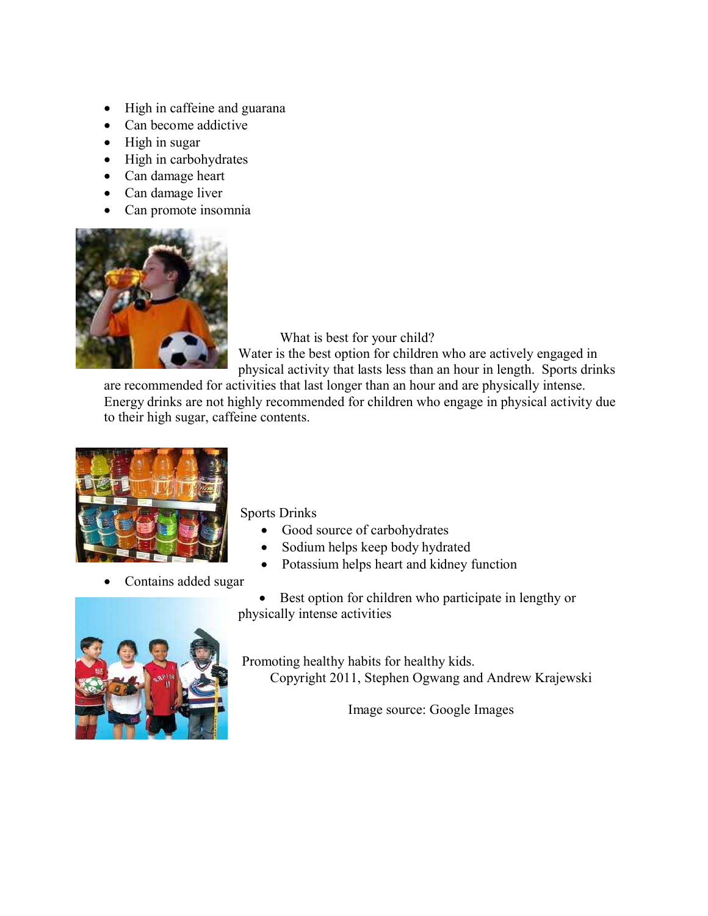- High in caffeine and guarana
- Can become addictive
- High in sugar
- High in carbohydrates
- Can damage heart
- Can damage liver
- Can promote insomnia

What is best for your child?

Water is the best option for children who are actively engaged in physical activity that lasts less than an hour in length. Sports drinks are recommended for activities that last longer than an hour and are physically intense. Energy drinks are not highly recommended for children who engage in physical activity due to their high sugar, caffeine contents.

Sports Drinks

- Good source of carbohydrates
- Sodium helps keep body hydrated
- Potassium helps heart and kidney function
- Contains added sugar
- Best option for children who participate in lengthy or physically intense activities

Promoting healthy habits for healthy kids.

Copyright 2011, Stephen Ogwang and Andrew Krajewski

Image source: Google Images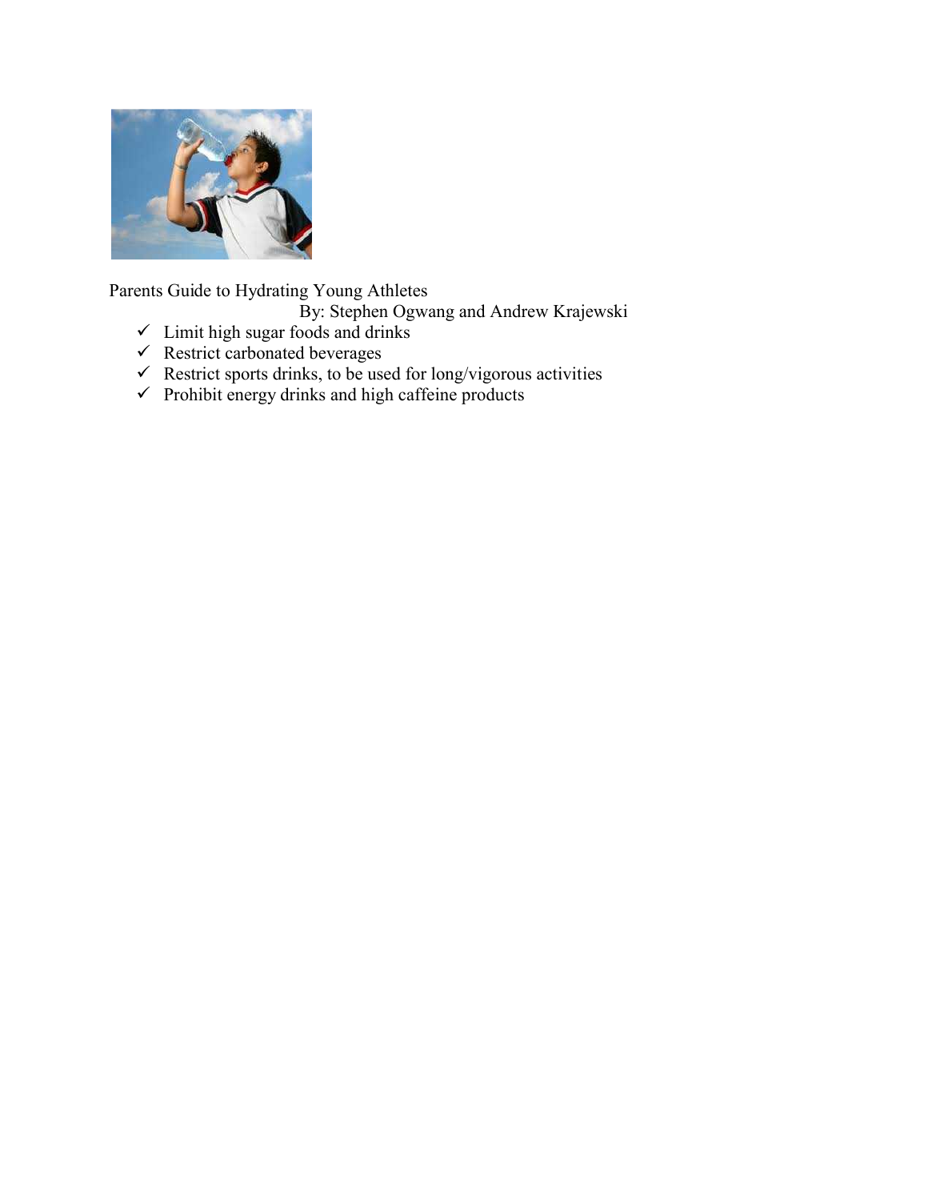Parents Guide to Hydrating Young Athletes

By: Stephen Ogwang and Andrew Krajewski

- ✓ Limit high sugar foods and drinks
- ✓ Restrict carbonated beverages
- ✓ Restrict sports drinks, to be used for long/vigorous activities
- ✓ Prohibit energy drinks and high caffeine products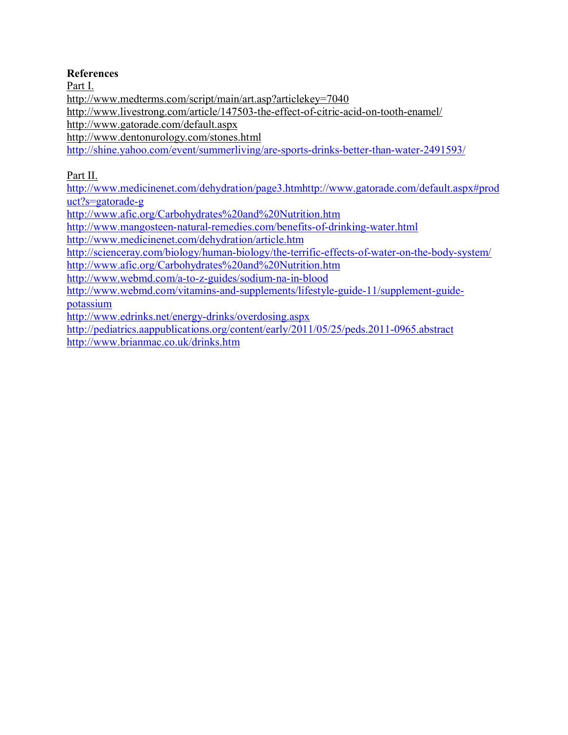**References**

Part I.

http://www.medterms.com/script/main/art.asp?articlekey=7040
http://www.livestrong.com/article/147503-the-effect-of-citric-acid-on-tooth-enamel/
http://www.gatorade.com/default.aspx
http://www.dentonurology.com/stones.html
http://shine.yahoo.com/event/summerliving/are-sports-drinks-better-than-water-2491593/

Part II.

http://www.medicinenet.com/dehydration/page3.htmhttp://www.gatorade.com/default.aspx#product?s=gatorade-g
http://www.afic.org/Carbohydrates%20and%20Nutrition.htm
http://www.mangosteen-natural-remedies.com/benefits-of-drinking-water.html
http://www.medicinenet.com/dehydration/article.htm
http://scienceray.com/biology/human-biology/the-terrific-effects-of-water-on-the-body-system/
http://www.afic.org/Carbohydrates%20and%20Nutrition.htm
http://www.webmd.com/a-to-z-guides/sodium-na-in-blood
http://www.webmd.com/vitamins-and-supplements/lifestyle-guide-11/supplement-guide-potassium
http://www.edrinks.net/energy-drinks/overdosing.aspx
http://pediatrics.aappublications.org/content/early/2011/05/25/peds.2011-0965.abstract
http://www.brianmac.co.uk/drinks.htm